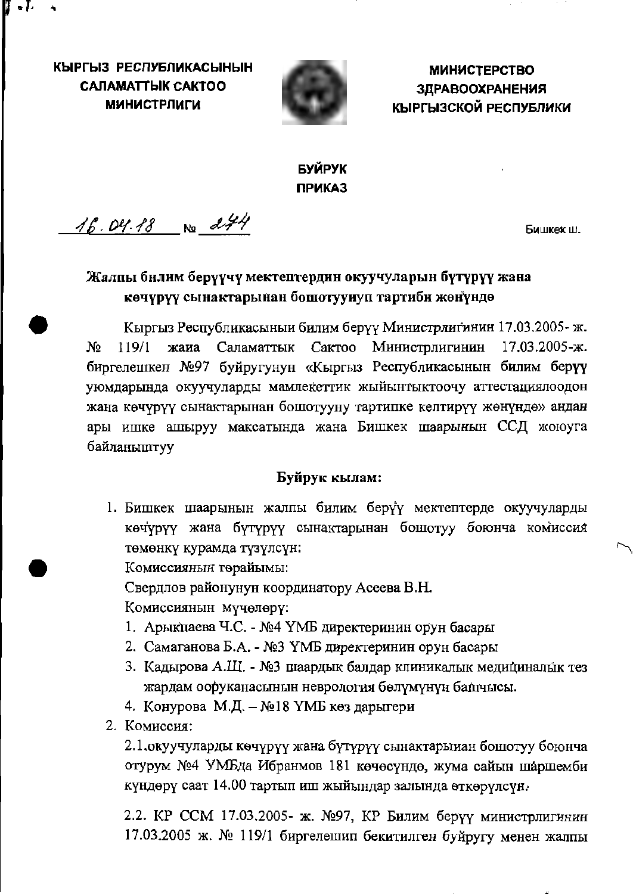**КЫРГЫЗ РЕСПУБЛИКАСЫНЫН САЛАМАТТЫК САКТОО МИНИСТРЛИГИ**

**МИНИСТЕРСТВО ЗДРАВООХРАНЕНИЯ КЫРГЫЗСКОЙ РЕСПУБЛИКИ**

**БУЙРУК**
**ПРИКАЗ**

16.04.18 № 244

Бишкек ш.

**Жалпы билим берүүчү мектептердин окуучуларын бүтүрүү жана көчүрүү сынактарынан бошотуунун тартиби жөнүндө**

Кыргыз Республикасынын билим берүү Министрлигинин 17.03.2005-ж. № 119/1 жана Саламаттык Сактоо Министрлигинин 17.03.2005-ж. биргелешкен №97 буйругунун «Кыргыз Республикасынын билим берүү уюмдарында окуучуларды мамлекеттик жыйынтыктоочу аттестациялоодон жана көчүрүү сынактарынан бошотууну тартипке келтирүү жөнүндө» андан ары ишке ашыруу максатында жана Бишкек шаарынын ССД жоюуга байланыштуу

**Буйрук кылам:**

1. Бишкек шаарынын жалпы билим берүү мектептерде окуучуларды көчүрүү жана бүтүрүү сынактарынан бошотуу боюнча комиссия төмөнкү курамда түзүлсүн:

   Комиссиянын төрайымы:

   Свердлов районунун координатору Асеева В.Н.

   Комиссиянын мүчөлөрү:

   1. Арыкпаева Ч.С. - №4 ҮМБ директеринин орун басары
   2. Самаганова Б.А. - №3 ҮМБ директеринин орун басары
   3. Кадырова А.Ш. - №3 шаардык балдар клиникалык медициналык тез жардам ооруканасынын неврология бөлүмүнүн башчысы.
   4. Конурова М.Д. – №18 ҮМБ көз дарыгери

2. Комиссия:

   2.1.окуучуларды көчүрүү жана бүтүрүү сынактарынан бошотуу боюнча отурум №4 ҮМБда Ибраимов 181 көчөсүндө, жума сайын шаршемби күндөрү саат 14.00 тартып иш жыйындар залында өткөрүлсүн.

   2.2. КР ССМ 17.03.2005- ж. №97, КР Билим берүү министрлигинин 17.03.2005 ж. № 119/1 биргелешип бекитилген буйругу менен жалпы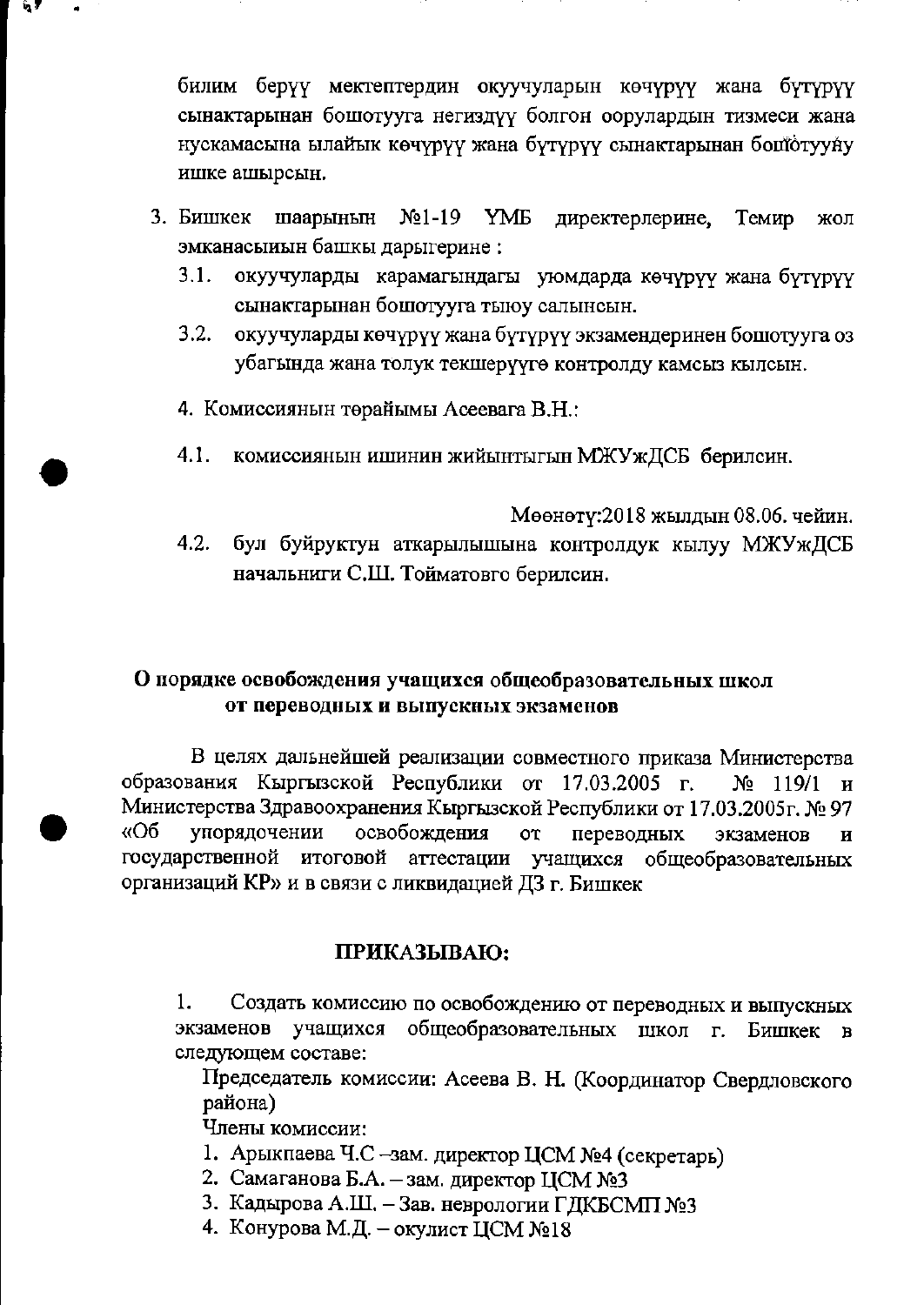билим берүү мектептердин окуучуларын көчүрүү жана бүтүрүү сынактарынан бошотууга негиздүү болгон оорулардын тизмеси жана нускамасына ылайык көчүрүү жана бүтүрүү сынактарынан бошотууну ишке ашырсын.

3. Бишкек шаарынын №1-19 ҮМБ директерлерине, Темир жол эмканасынын башкы дарыгерине :
   3.1. окуучуларды карамагындагы уюмдарда көчүрүү жана бүтүрүү сынактарынан бошотууга тыюу салынсын.
   3.2. окуучуларды көчүрүү жана бүтүрүү экзамендеринен бошотууга оз убагында жана толук текшерүүгө контролду камсыз кылсын.

4. Комиссиянын төрайымы Асеевага В.Н.:

4.1. комиссиянын ишинин жийынтыгын МЖУжДСБ берилсин.

Мөөнөтү:2018 жылдын 08.06. чейин.

4.2. бул буйруктун аткарылышына контролдук кылуу МЖУжДСБ начальниги С.Ш. Тойматовго берилсин.

**О порядке освобождения учащихся общеобразовательных школ от переводных и выпускных экзаменов**

В целях дальнейшей реализации совместного приказа Министерства образования Кыргызской Республики от 17.03.2005 г. № 119/1 и Министерства Здравоохранения Кыргызской Республики от 17.03.2005г. № 97 «Об упорядочении освобождения от переводных экзаменов и государственной итоговой аттестации учащихся общеобразовательных организаций КР» и в связи с ликвидацией ДЗ г. Бишкек

**ПРИКАЗЫВАЮ:**

1. Создать комиссию по освобождению от переводных и выпускных экзаменов учащихся общеобразовательных школ г. Бишкек в следующем составе:

   Председатель комиссии: Асеева В. Н. (Координатор Свердловского района)

   Члены комиссии:
   1. Арыкпаева Ч.С –зам. директор ЦСМ №4 (секретарь)
   2. Самаганова Б.А. – зам. директор ЦСМ №3
   3. Кадырова А.Ш. – Зав. неврологии ГДКБСМП №3
   4. Конурова М.Д. – окулист ЦСМ №18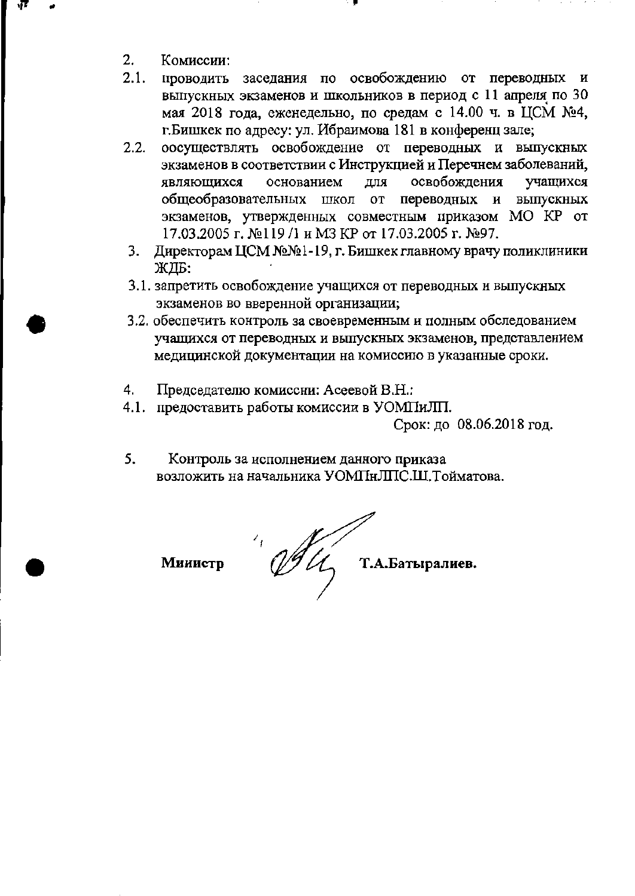2. Комиссии:

2.1. проводить заседания по освобождению от переводных и выпускных экзаменов и школьников в период с 11 апреля по 30 мая 2018 года, еженедельно, по средам с 14.00 ч. в ЦСМ №4, г.Бишкек по адресу: ул. Ибраимова 181 в конференц зале;

2.2. оосуществлять освобождение от переводных и выпускных экзаменов в соответствии с Инструкцией и Перечнем заболеваний, являющихся основанием для освобождения учащихся общеобразовательных школ от переводных и выпускных экзаменов, утвержденных совместным приказом МО КР от 17.03.2005 г. №119 /1 и МЗ КР от 17.03.2005 г. №97.

3. Директорам ЦСМ №№1-19, г. Бишкек главному врачу поликлиники ЖДБ:

3.1. запретить освобождение учащихся от переводных и выпускных экзаменов во вверенной организации;

3.2. обеспечить контроль за своевременным и полным обследованием учащихся от переводных и выпускных экзаменов, представлением медицинской документации на комиссию в указанные сроки.

4. Председателю комиссии: Асеевой В.Н.:

4.1. предоставить работы комиссии в УОМПиЛП.

Срок: до 08.06.2018 год.

5. Контроль за исполнением данного приказа возложить на начальника УОМПиЛПС.Ш.Тойматова.

**Министр** **Т.А.Батыралиев.**